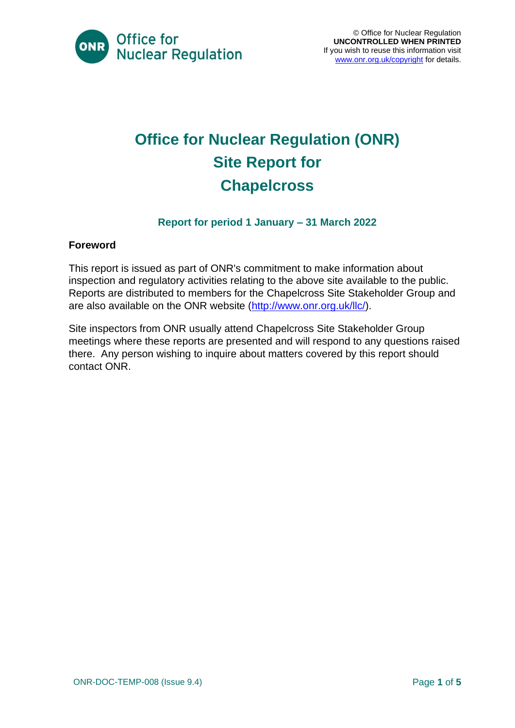© Office for Nuclear Regulation
**UNCONTROLLED WHEN PRINTED**
If you wish to reuse this information visit [www.onr.org.uk/copyright](www.onr.org.uk/copyright) for details.

# Office for Nuclear Regulation (ONR) Site Report for Chapelcross

### Report for period 1 January – 31 March 2022

**Foreword**

This report is issued as part of ONR's commitment to make information about inspection and regulatory activities relating to the above site available to the public. Reports are distributed to members for the Chapelcross Site Stakeholder Group and are also available on the ONR website ([http://www.onr.org.uk/llc/](http://www.onr.org.uk/llc/)).

Site inspectors from ONR usually attend Chapelcross Site Stakeholder Group meetings where these reports are presented and will respond to any questions raised there. Any person wishing to inquire about matters covered by this report should contact ONR.

ONR-DOC-TEMP-008 (Issue 9.4)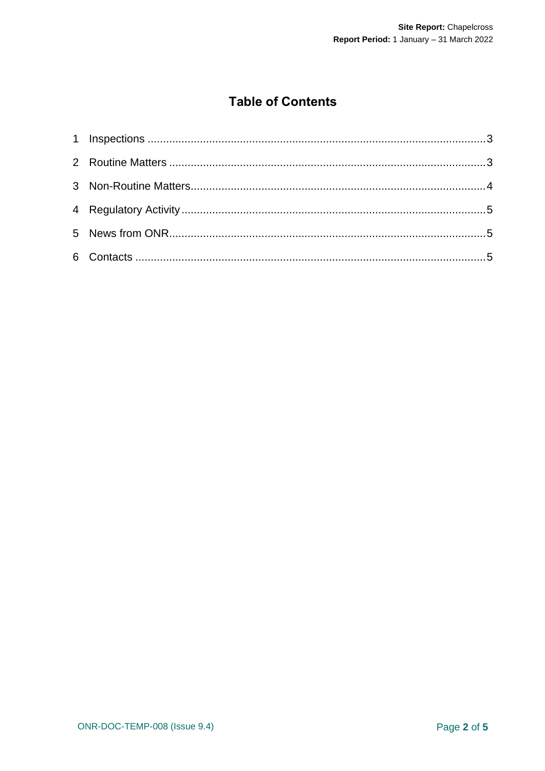# Table of Contents

1 Inspections ....................................................................................................3

2 Routine Matters ..............................................................................................3

3 Non-Routine Matters........................................................................................4

4 Regulatory Activity ..........................................................................................5

5 News from ONR...............................................................................................5

6 Contacts ..........................................................................................................5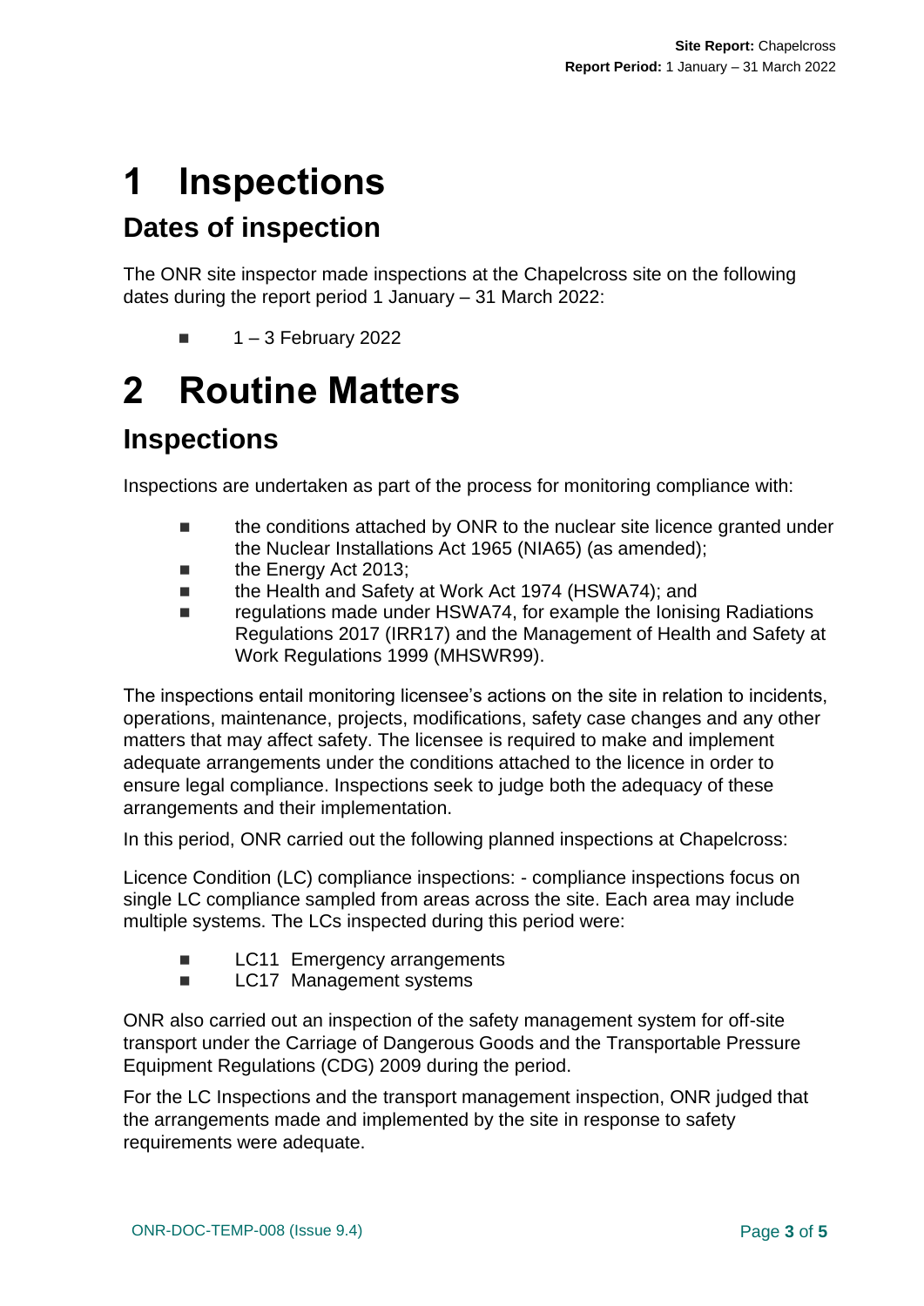# 1 Inspections

## Dates of inspection

The ONR site inspector made inspections at the Chapelcross site on the following dates during the report period 1 January – 31 March 2022:

- 1 – 3 February 2022

# 2 Routine Matters

## Inspections

Inspections are undertaken as part of the process for monitoring compliance with:

- the conditions attached by ONR to the nuclear site licence granted under the Nuclear Installations Act 1965 (NIA65) (as amended);
- the Energy Act 2013;
- the Health and Safety at Work Act 1974 (HSWA74); and
- regulations made under HSWA74, for example the Ionising Radiations Regulations 2017 (IRR17) and the Management of Health and Safety at Work Regulations 1999 (MHSWR99).

The inspections entail monitoring licensee's actions on the site in relation to incidents, operations, maintenance, projects, modifications, safety case changes and any other matters that may affect safety. The licensee is required to make and implement adequate arrangements under the conditions attached to the licence in order to ensure legal compliance. Inspections seek to judge both the adequacy of these arrangements and their implementation.

In this period, ONR carried out the following planned inspections at Chapelcross:

Licence Condition (LC) compliance inspections: - compliance inspections focus on single LC compliance sampled from areas across the site. Each area may include multiple systems. The LCs inspected during this period were:

- LC11 Emergency arrangements
- LC17 Management systems

ONR also carried out an inspection of the safety management system for off-site transport under the Carriage of Dangerous Goods and the Transportable Pressure Equipment Regulations (CDG) 2009 during the period.

For the LC Inspections and the transport management inspection, ONR judged that the arrangements made and implemented by the site in response to safety requirements were adequate.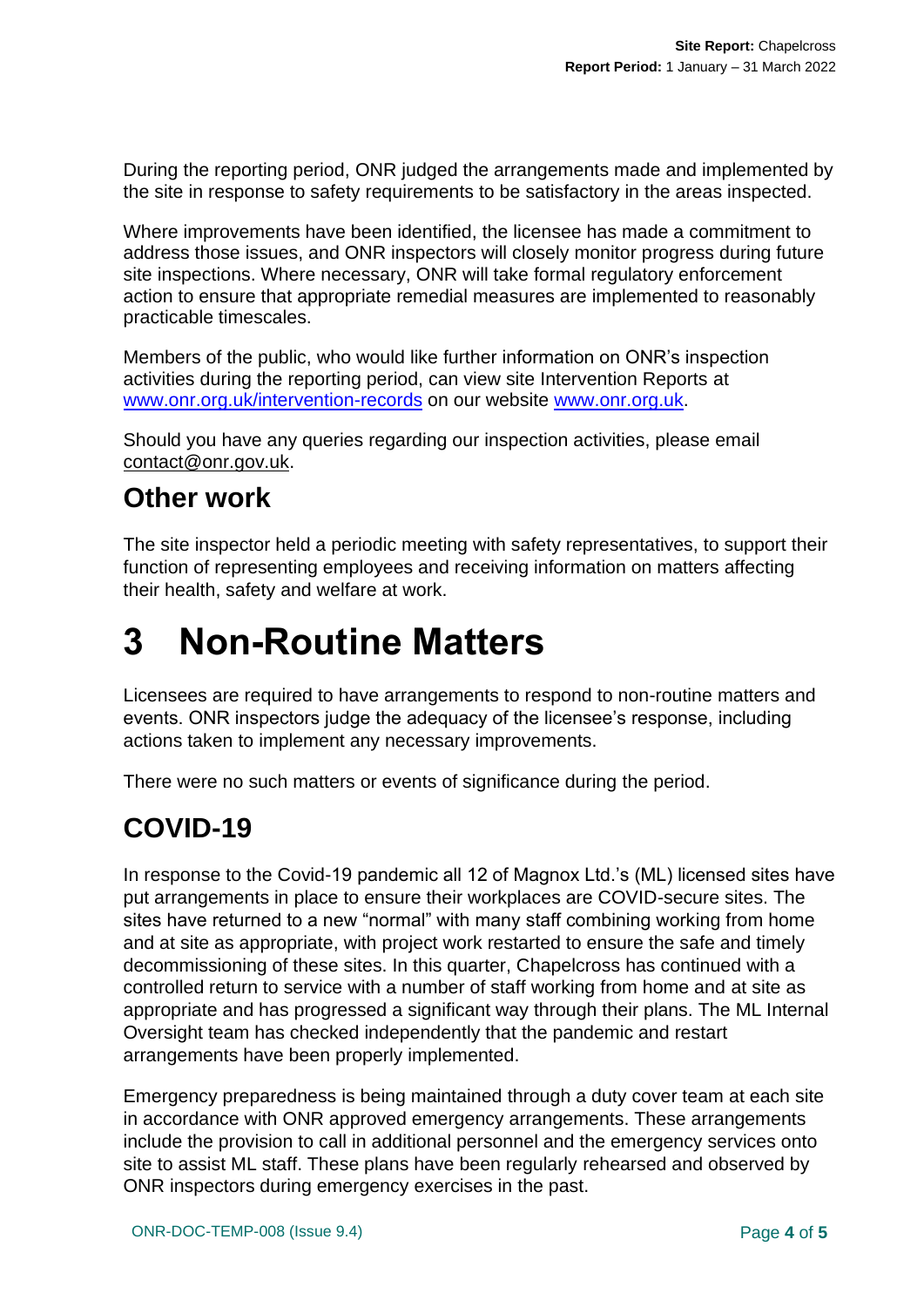During the reporting period, ONR judged the arrangements made and implemented by the site in response to safety requirements to be satisfactory in the areas inspected.

Where improvements have been identified, the licensee has made a commitment to address those issues, and ONR inspectors will closely monitor progress during future site inspections. Where necessary, ONR will take formal regulatory enforcement action to ensure that appropriate remedial measures are implemented to reasonably practicable timescales.

Members of the public, who would like further information on ONR's inspection activities during the reporting period, can view site Intervention Reports at [www.onr.org.uk/intervention-records](http://www.onr.org.uk/intervention-records) on our website [www.onr.org.uk](http://www.onr.org.uk).

Should you have any queries regarding our inspection activities, please email contact@onr.gov.uk.

## Other work

The site inspector held a periodic meeting with safety representatives, to support their function of representing employees and receiving information on matters affecting their health, safety and welfare at work.

# 3 Non-Routine Matters

Licensees are required to have arrangements to respond to non-routine matters and events. ONR inspectors judge the adequacy of the licensee's response, including actions taken to implement any necessary improvements.

There were no such matters or events of significance during the period.

## COVID-19

In response to the Covid-19 pandemic all 12 of Magnox Ltd.'s (ML) licensed sites have put arrangements in place to ensure their workplaces are COVID-secure sites. The sites have returned to a new "normal" with many staff combining working from home and at site as appropriate, with project work restarted to ensure the safe and timely decommissioning of these sites. In this quarter, Chapelcross has continued with a controlled return to service with a number of staff working from home and at site as appropriate and has progressed a significant way through their plans. The ML Internal Oversight team has checked independently that the pandemic and restart arrangements have been properly implemented.

Emergency preparedness is being maintained through a duty cover team at each site in accordance with ONR approved emergency arrangements. These arrangements include the provision to call in additional personnel and the emergency services onto site to assist ML staff. These plans have been regularly rehearsed and observed by ONR inspectors during emergency exercises in the past.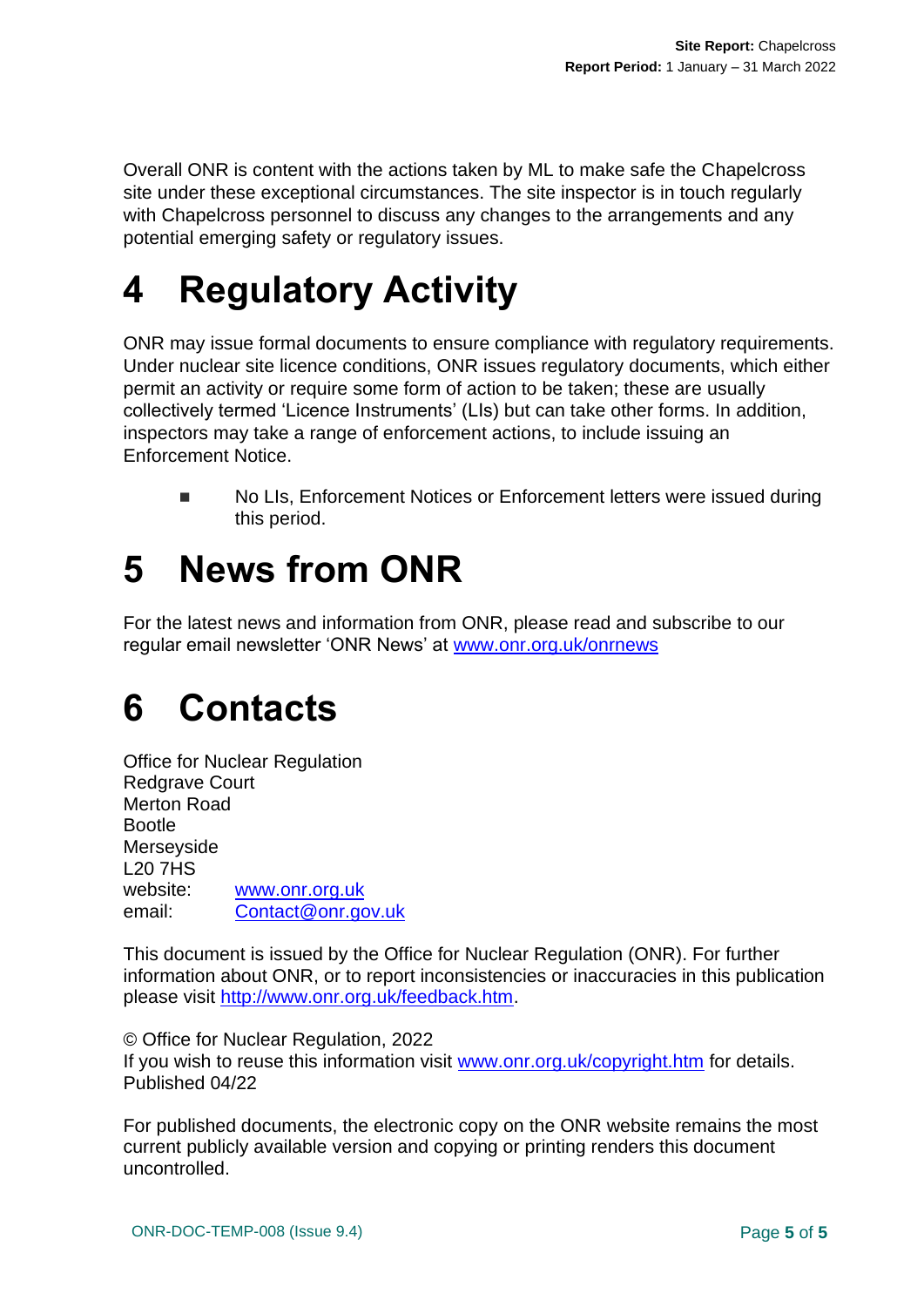Overall ONR is content with the actions taken by ML to make safe the Chapelcross site under these exceptional circumstances. The site inspector is in touch regularly with Chapelcross personnel to discuss any changes to the arrangements and any potential emerging safety or regulatory issues.

# 4 Regulatory Activity

ONR may issue formal documents to ensure compliance with regulatory requirements. Under nuclear site licence conditions, ONR issues regulatory documents, which either permit an activity or require some form of action to be taken; these are usually collectively termed 'Licence Instruments' (LIs) but can take other forms. In addition, inspectors may take a range of enforcement actions, to include issuing an Enforcement Notice.

- No LIs, Enforcement Notices or Enforcement letters were issued during this period.

# 5 News from ONR

For the latest news and information from ONR, please read and subscribe to our regular email newsletter 'ONR News' at [www.onr.org.uk/onrnews](http://www.onr.org.uk/onrnews)

# 6 Contacts

Office for Nuclear Regulation
Redgrave Court
Merton Road
Bootle
Merseyside
L20 7HS
website: [www.onr.org.uk](http://www.onr.org.uk)
email: [Contact@onr.gov.uk](mailto:Contact@onr.gov.uk)

This document is issued by the Office for Nuclear Regulation (ONR). For further information about ONR, or to report inconsistencies or inaccuracies in this publication please visit [http://www.onr.org.uk/feedback.htm](http://www.onr.org.uk/feedback.htm).

© Office for Nuclear Regulation, 2022
If you wish to reuse this information visit [www.onr.org.uk/copyright.htm](http://www.onr.org.uk/copyright.htm) for details.
Published 04/22

For published documents, the electronic copy on the ONR website remains the most current publicly available version and copying or printing renders this document uncontrolled.